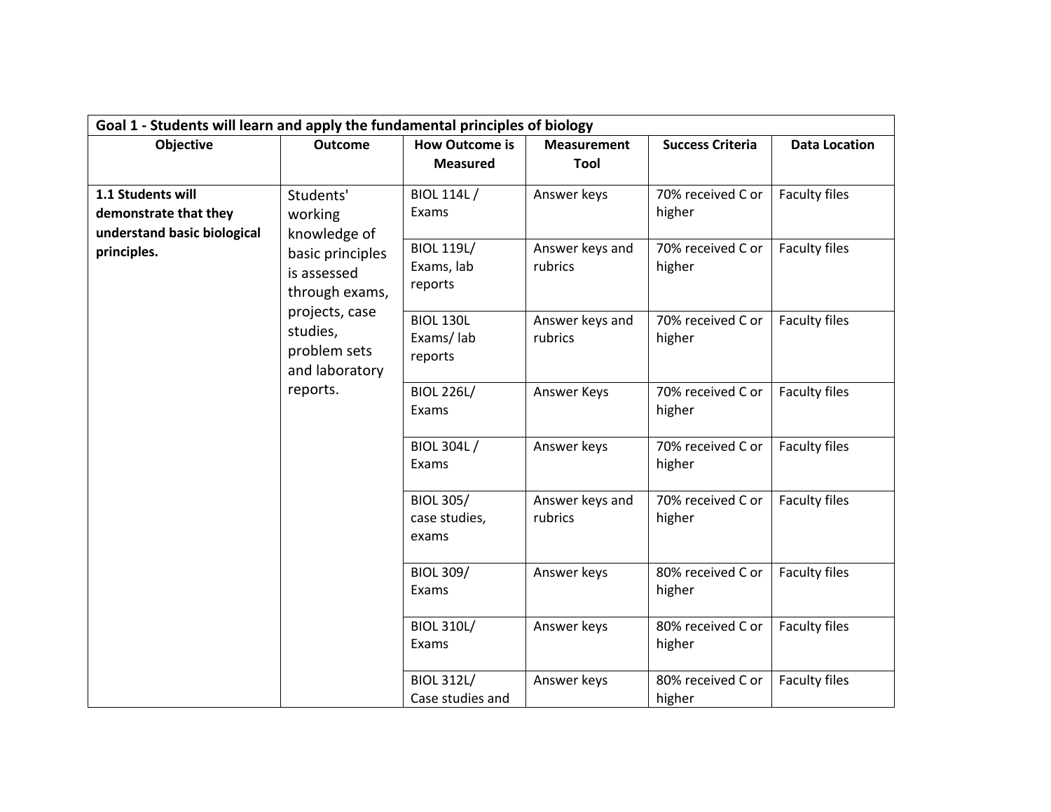| Goal 1 - Students will learn and apply the fundamental principles of biology | | | | | |
|---|---|---|---|---|---|
| **Objective** | **Outcome** | **How Outcome is Measured** | **Measurement Tool** | **Success Criteria** | **Data Location** |
| **1.1 Students will demonstrate that they understand basic biological principles.** | Students' working knowledge of basic principles is assessed through exams, projects, case studies, problem sets and laboratory reports. | BIOL 114L / Exams | Answer keys | 70% received C or higher | Faculty files |
| | | BIOL 119L/ Exams, lab reports | Answer keys and rubrics | 70% received C or higher | Faculty files |
| | | BIOL 130L Exams/ lab reports | Answer keys and rubrics | 70% received C or higher | Faculty files |
| | | BIOL 226L/ Exams | Answer Keys | 70% received C or higher | Faculty files |
| | | BIOL 304L / Exams | Answer keys | 70% received C or higher | Faculty files |
| | | BIOL 305/ case studies, exams | Answer keys and rubrics | 70% received C or higher | Faculty files |
| | | BIOL 309/ Exams | Answer keys | 80% received C or higher | Faculty files |
| | | BIOL 310L/ Exams | Answer keys | 80% received C or higher | Faculty files |
| | | BIOL 312L/ Case studies and | Answer keys | 80% received C or higher | Faculty files |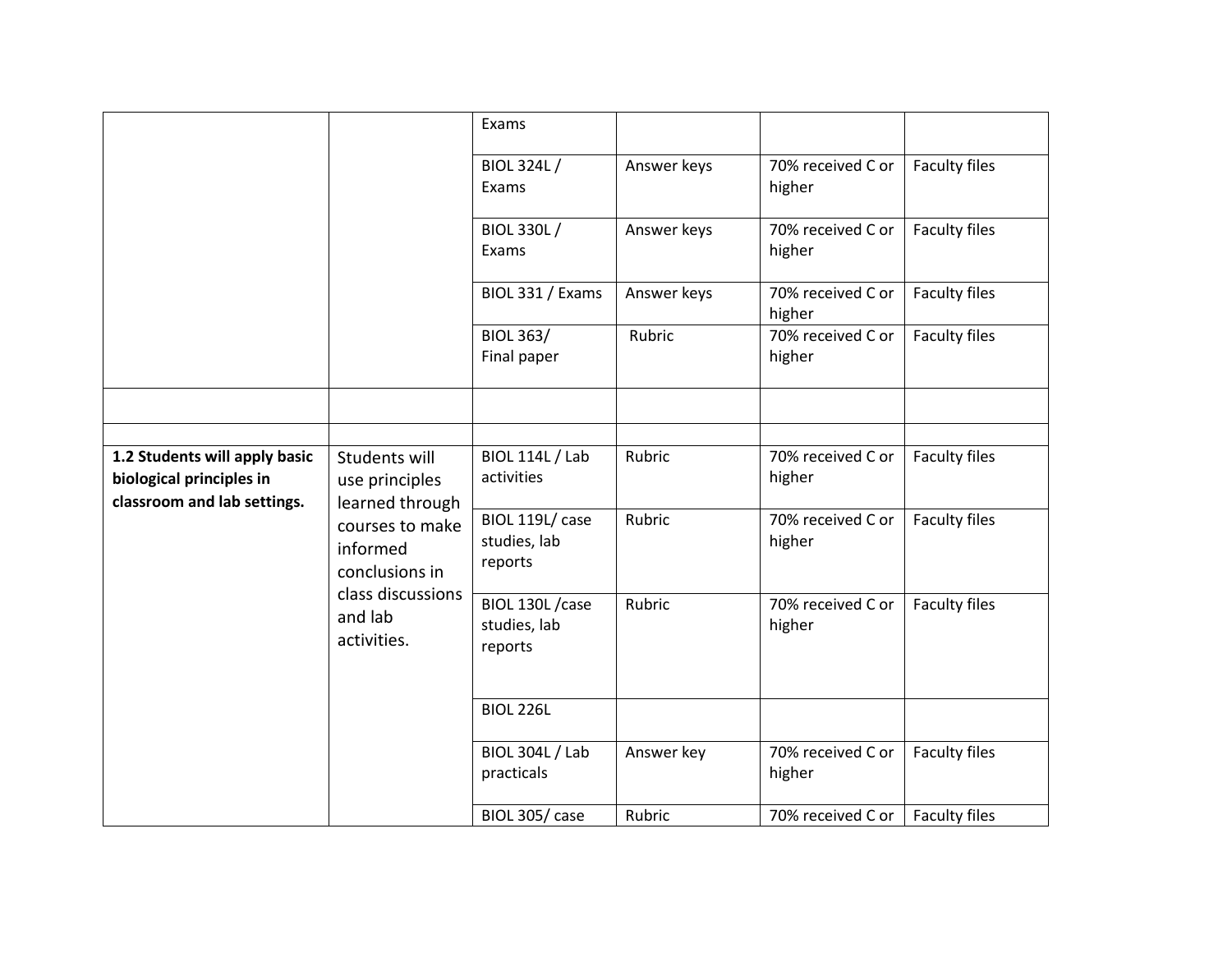| | | Exams | | | |
|---|---|---|---|---|---|
| | | BIOL 324L / Exams | Answer keys | 70% received C or higher | Faculty files |
| | | BIOL 330L / Exams | Answer keys | 70% received C or higher | Faculty files |
| | | BIOL 331 / Exams | Answer keys | 70% received C or higher | Faculty files |
| | | BIOL 363/ Final paper | Rubric | 70% received C or higher | Faculty files |
| | | | | | |
| | | | | | |
| **1.2 Students will apply basic biological principles in classroom and lab settings.** | Students will use principles learned through courses to make informed conclusions in class discussions and lab activities. | BIOL 114L / Lab activities | Rubric | 70% received C or higher | Faculty files |
| | | BIOL 119L/ case studies, lab reports | Rubric | 70% received C or higher | Faculty files |
| | | BIOL 130L /case studies, lab reports | Rubric | 70% received C or higher | Faculty files |
| | | BIOL 226L | | | |
| | | BIOL 304L / Lab practicals | Answer key | 70% received C or higher | Faculty files |
| | | BIOL 305/ case | Rubric | 70% received C or | Faculty files |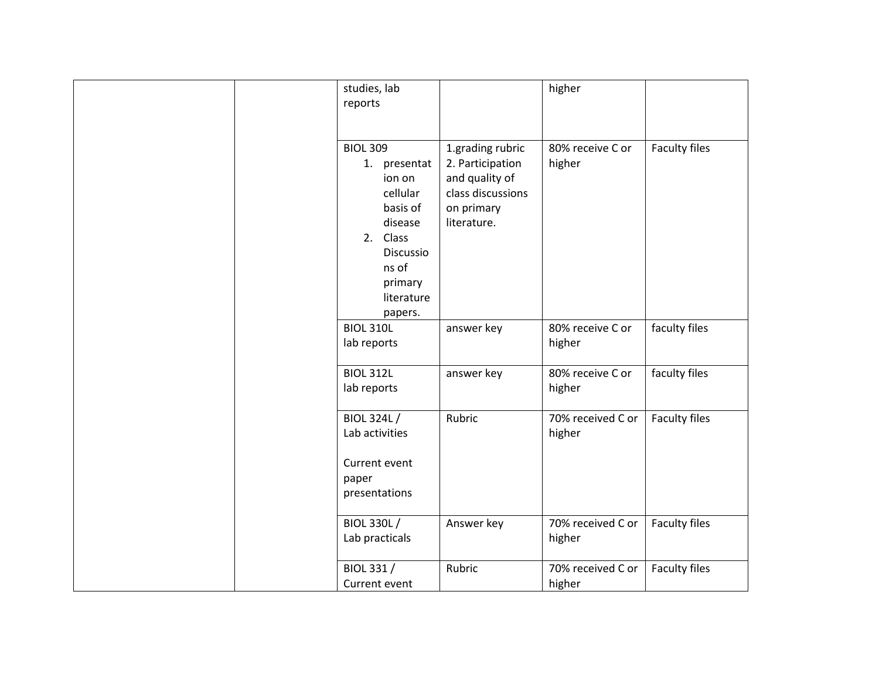| | | | | | |
|---|---|---|---|---|---|
| | | studies, lab reports | | higher | |
| | | BIOL 309<br>1. presentation on cellular basis of disease<br>2. Class Discussions of primary literature papers. | 1.grading rubric<br>2. Participation and quality of class discussions on primary literature. | 80% receive C or higher | Faculty files |
| | | BIOL 310L<br>lab reports | answer key | 80% receive C or higher | faculty files |
| | | BIOL 312L<br>lab reports | answer key | 80% receive C or higher | faculty files |
| | | BIOL 324L /<br>Lab activities<br><br>Current event paper presentations | Rubric | 70% received C or higher | Faculty files |
| | | BIOL 330L /<br>Lab practicals | Answer key | 70% received C or higher | Faculty files |
| | | BIOL 331 /<br>Current event | Rubric | 70% received C or higher | Faculty files |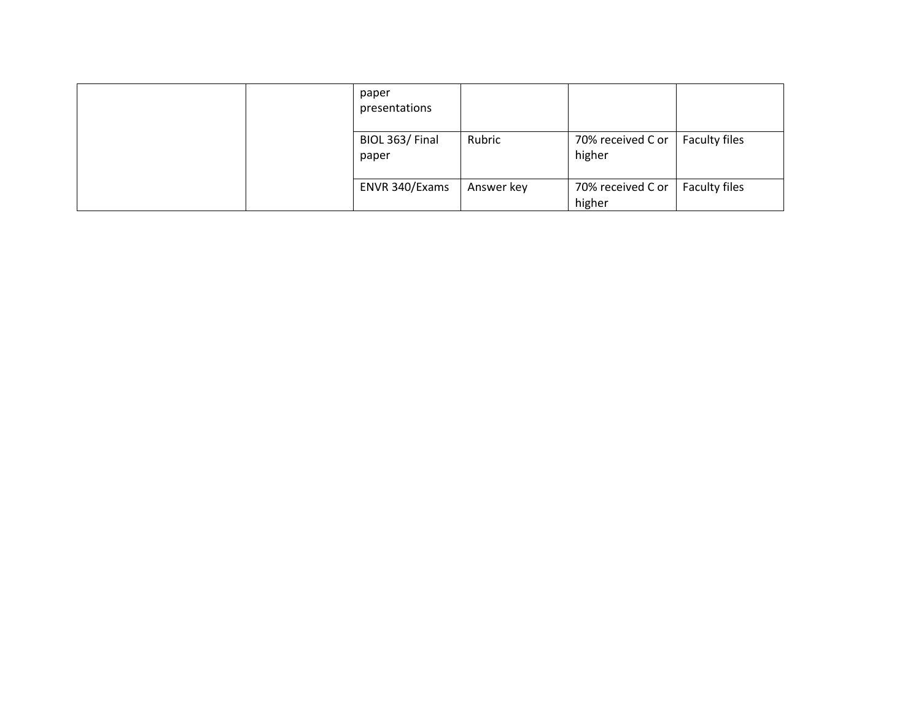| | | | | | |
|---|---|---|---|---|---|
| | | paper presentations | | | |
| | | BIOL 363/ Final paper | Rubric | 70% received C or higher | Faculty files |
| | | ENVR 340/Exams | Answer key | 70% received C or higher | Faculty files |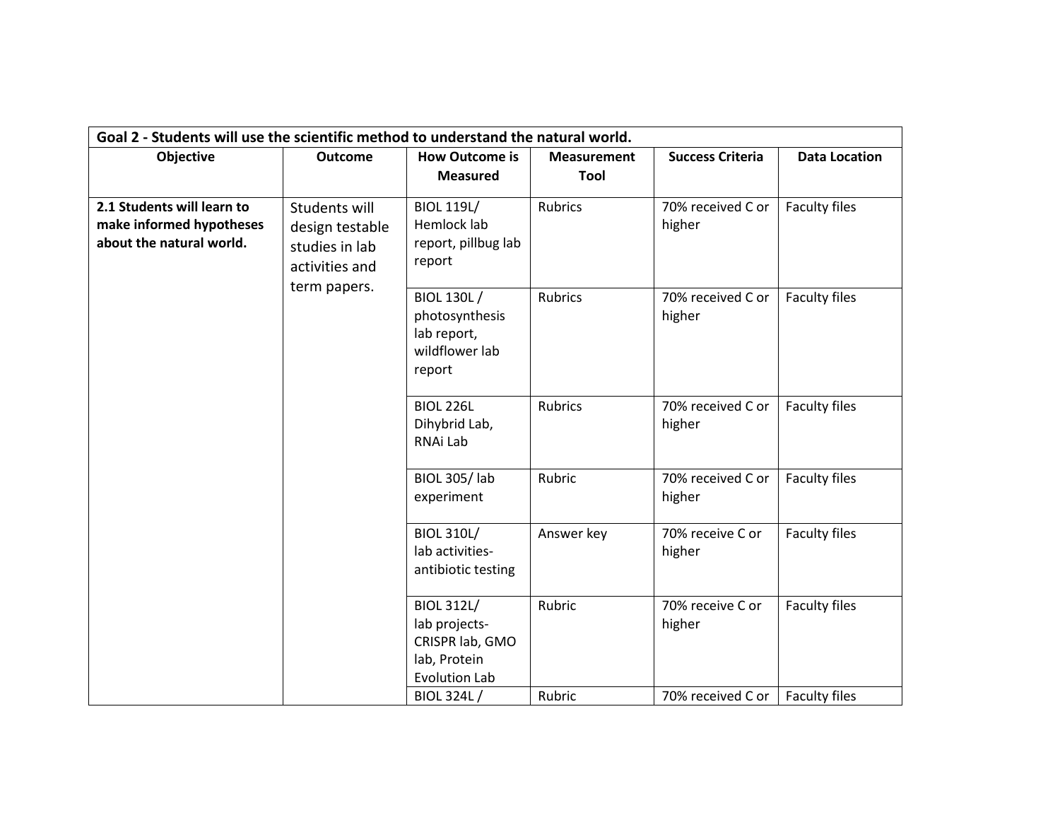| Goal 2 - Students will use the scientific method to understand the natural world. | | | | | |
|---|---|---|---|---|---|
| **Objective** | **Outcome** | **How Outcome is Measured** | **Measurement Tool** | **Success Criteria** | **Data Location** |
| **2.1 Students will learn to make informed hypotheses about the natural world.** | Students will design testable studies in lab activities and term papers. | BIOL 119L/ Hemlock lab report, pillbug lab report | Rubrics | 70% received C or higher | Faculty files |
| | | BIOL 130L / photosynthesis lab report, wildflower lab report | Rubrics | 70% received C or higher | Faculty files |
| | | BIOL 226L Dihybrid Lab, RNAi Lab | Rubrics | 70% received C or higher | Faculty files |
| | | BIOL 305/ lab experiment | Rubric | 70% received C or higher | Faculty files |
| | | BIOL 310L/ lab activities- antibiotic testing | Answer key | 70% receive C or higher | Faculty files |
| | | BIOL 312L/ lab projects- CRISPR lab, GMO lab, Protein Evolution Lab | Rubric | 70% receive C or higher | Faculty files |
| | | BIOL 324L / | Rubric | 70% received C or | Faculty files |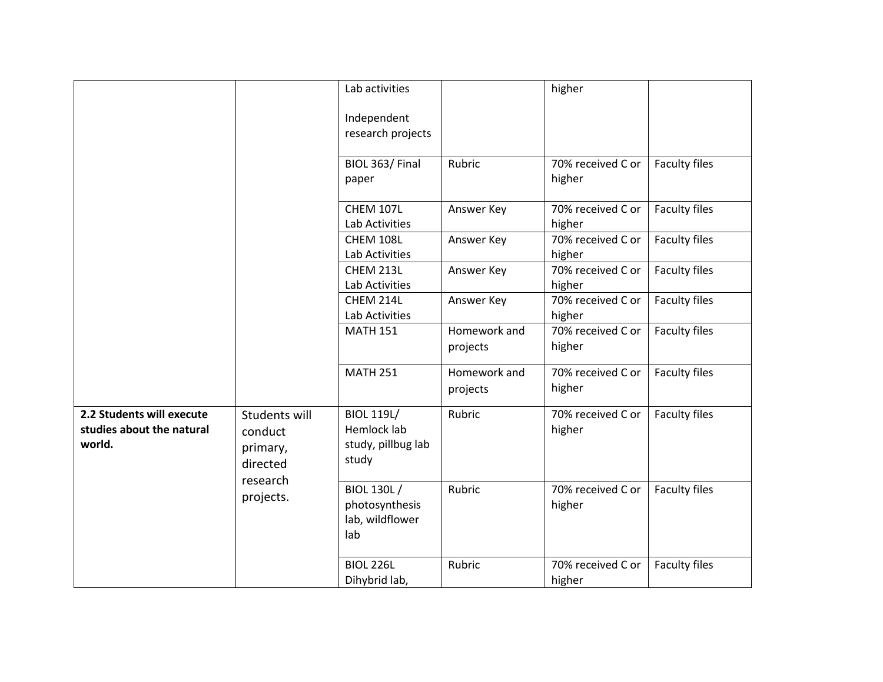| | | | | | |
|---|---|---|---|---|---|
| | | Lab activities<br><br>Independent research projects | | higher | |
| | | BIOL 363/ Final paper | Rubric | 70% received C or higher | Faculty files |
| | | CHEM 107L Lab Activities | Answer Key | 70% received C or higher | Faculty files |
| | | CHEM 108L Lab Activities | Answer Key | 70% received C or higher | Faculty files |
| | | CHEM 213L Lab Activities | Answer Key | 70% received C or higher | Faculty files |
| | | CHEM 214L Lab Activities | Answer Key | 70% received C or higher | Faculty files |
| | | MATH 151 | Homework and projects | 70% received C or higher | Faculty files |
| | | MATH 251 | Homework and projects | 70% received C or higher | Faculty files |
| **2.2 Students will execute studies about the natural world.** | Students will conduct primary, directed research projects. | BIOL 119L/ Hemlock lab study, pillbug lab study | Rubric | 70% received C or higher | Faculty files |
| | | BIOL 130L / photosynthesis lab, wildflower lab | Rubric | 70% received C or higher | Faculty files |
| | | BIOL 226L Dihybrid lab, | Rubric | 70% received C or higher | Faculty files |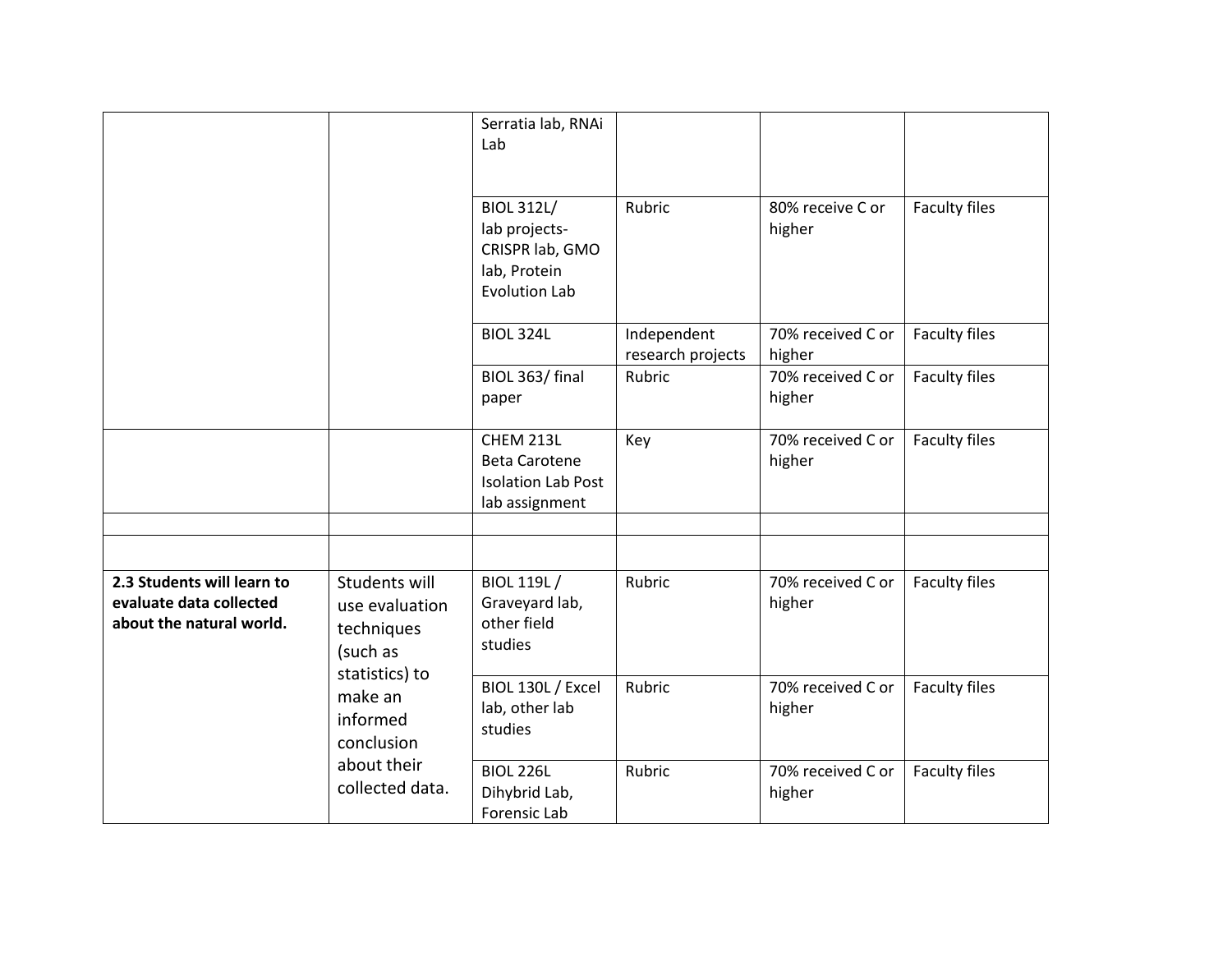| | | | | | |
|---|---|---|---|---|---|
| | | Serratia lab, RNAi Lab | | | |
| | | BIOL 312L/ lab projects- CRISPR lab, GMO lab, Protein Evolution Lab | Rubric | 80% receive C or higher | Faculty files |
| | | BIOL 324L | Independent research projects | 70% received C or higher | Faculty files |
| | | BIOL 363/ final paper | Rubric | 70% received C or higher | Faculty files |
| | | CHEM 213L Beta Carotene Isolation Lab Post lab assignment | Key | 70% received C or higher | Faculty files |
| | | | | | |
| | | | | | |
| **2.3 Students will learn to evaluate data collected about the natural world.** | Students will use evaluation techniques (such as statistics) to make an informed conclusion about their collected data. | BIOL 119L / Graveyard lab, other field studies | Rubric | 70% received C or higher | Faculty files |
| | | BIOL 130L / Excel lab, other lab studies | Rubric | 70% received C or higher | Faculty files |
| | | BIOL 226L Dihybrid Lab, Forensic Lab | Rubric | 70% received C or higher | Faculty files |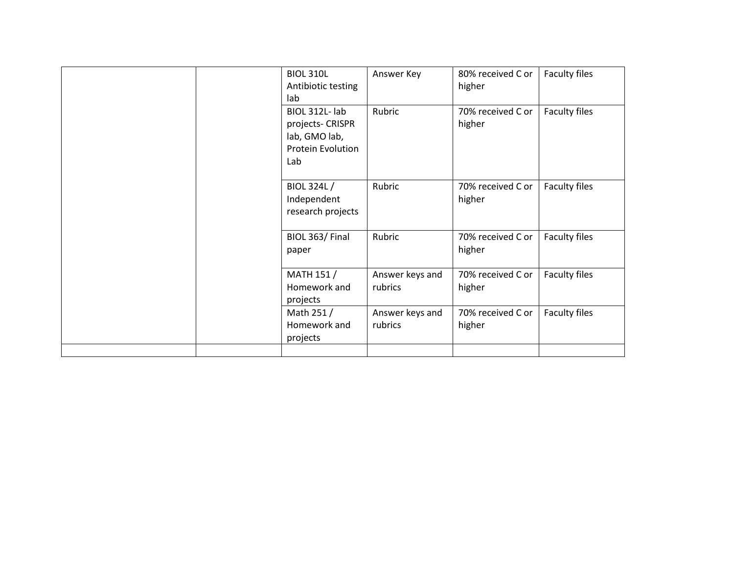| | | | | | |
|---|---|---|---|---|---|
| | | BIOL 310L Antibiotic testing lab | Answer Key | 80% received C or higher | Faculty files |
| | | BIOL 312L- lab projects- CRISPR lab, GMO lab, Protein Evolution Lab | Rubric | 70% received C or higher | Faculty files |
| | | BIOL 324L / Independent research projects | Rubric | 70% received C or higher | Faculty files |
| | | BIOL 363/ Final paper | Rubric | 70% received C or higher | Faculty files |
| | | MATH 151 / Homework and projects | Answer keys and rubrics | 70% received C or higher | Faculty files |
| | | Math 251 / Homework and projects | Answer keys and rubrics | 70% received C or higher | Faculty files |
| | | | | | |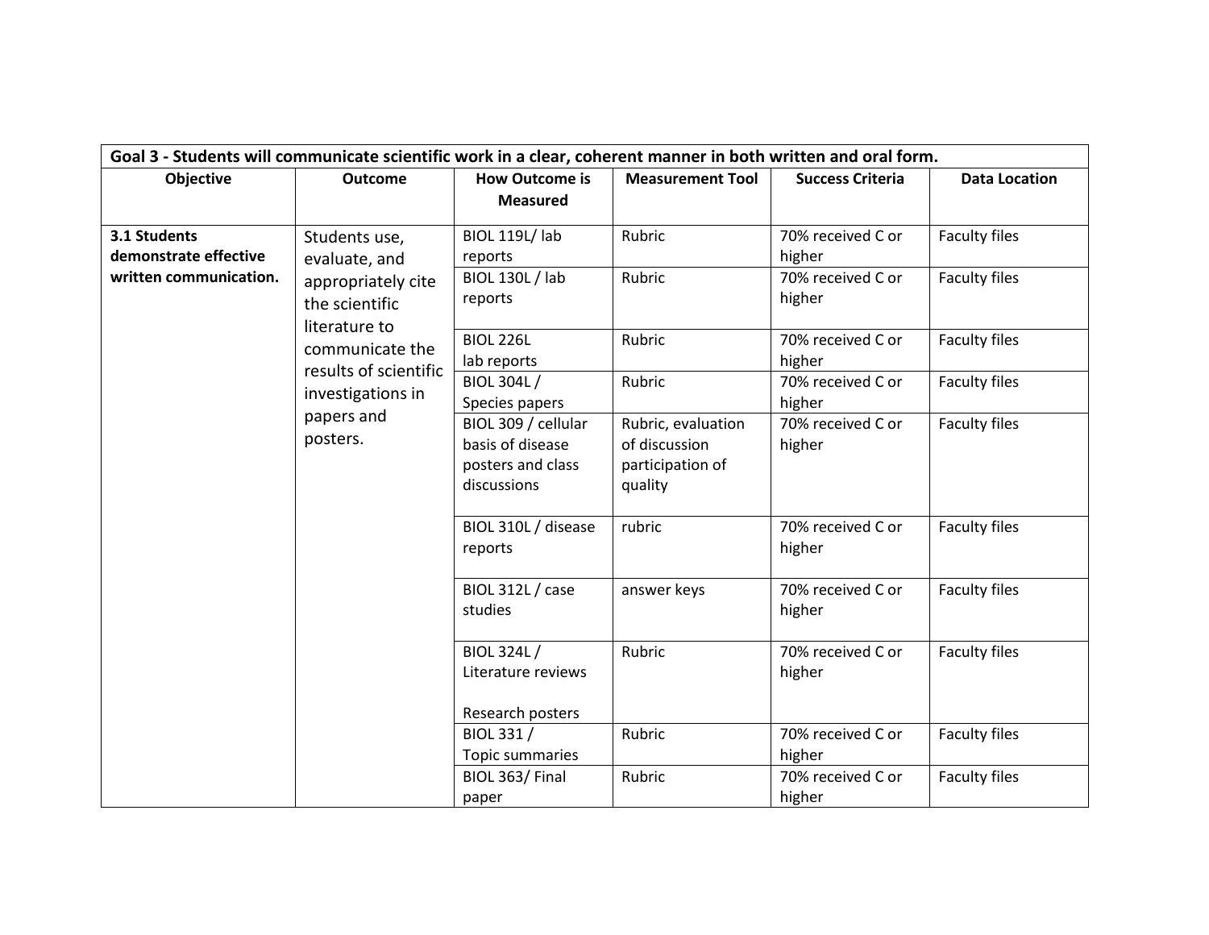| Goal 3 - Students will communicate scientific work in a clear, coherent manner in both written and oral form. | | | | | |
|---|---|---|---|---|---|
| **Objective** | **Outcome** | **How Outcome is Measured** | **Measurement Tool** | **Success Criteria** | **Data Location** |
| **3.1 Students demonstrate effective written communication.** | Students use, evaluate, and appropriately cite the scientific literature to communicate the results of scientific investigations in papers and posters. | BIOL 119L/ lab reports | Rubric | 70% received C or higher | Faculty files |
| | | BIOL 130L / lab reports | Rubric | 70% received C or higher | Faculty files |
| | | BIOL 226L lab reports | Rubric | 70% received C or higher | Faculty files |
| | | BIOL 304L / Species papers | Rubric | 70% received C or higher | Faculty files |
| | | BIOL 309 / cellular basis of disease posters and class discussions | Rubric, evaluation of discussion participation of quality | 70% received C or higher | Faculty files |
| | | BIOL 310L / disease reports | rubric | 70% received C or higher | Faculty files |
| | | BIOL 312L / case studies | answer keys | 70% received C or higher | Faculty files |
| | | BIOL 324L / Literature reviews<br><br>Research posters | Rubric | 70% received C or higher | Faculty files |
| | | BIOL 331 / Topic summaries | Rubric | 70% received C or higher | Faculty files |
| | | BIOL 363/ Final paper | Rubric | 70% received C or higher | Faculty files |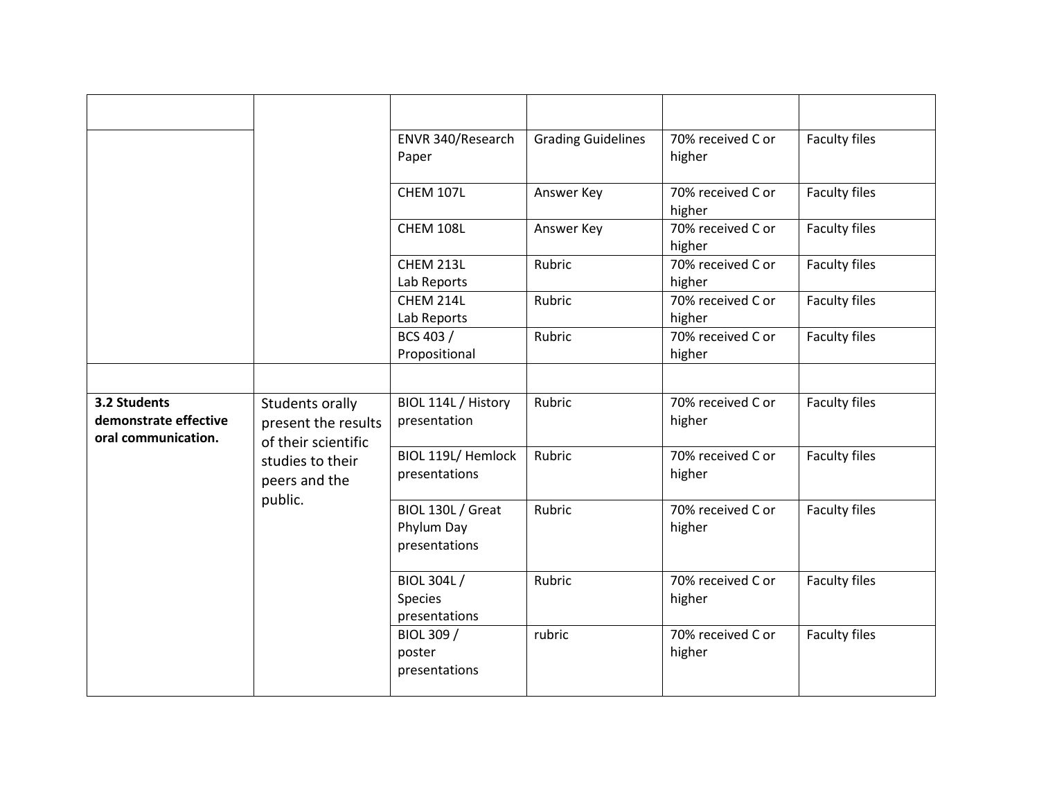| | | | | | |
|---|---|---|---|---|---|
| | | ENVR 340/Research Paper | Grading Guidelines | 70% received C or higher | Faculty files |
| | | CHEM 107L | Answer Key | 70% received C or higher | Faculty files |
| | | CHEM 108L | Answer Key | 70% received C or higher | Faculty files |
| | | CHEM 213L Lab Reports | Rubric | 70% received C or higher | Faculty files |
| | | CHEM 214L Lab Reports | Rubric | 70% received C or higher | Faculty files |
| | | BCS 403 / Propositional | Rubric | 70% received C or higher | Faculty files |
| | | | | | |
| **3.2 Students demonstrate effective oral communication.** | Students orally present the results of their scientific studies to their peers and the public. | BIOL 114L / History presentation | Rubric | 70% received C or higher | Faculty files |
| | | BIOL 119L/ Hemlock presentations | Rubric | 70% received C or higher | Faculty files |
| | | BIOL 130L / Great Phylum Day presentations | Rubric | 70% received C or higher | Faculty files |
| | | BIOL 304L / Species presentations | Rubric | 70% received C or higher | Faculty files |
| | | BIOL 309 / poster presentations | rubric | 70% received C or higher | Faculty files |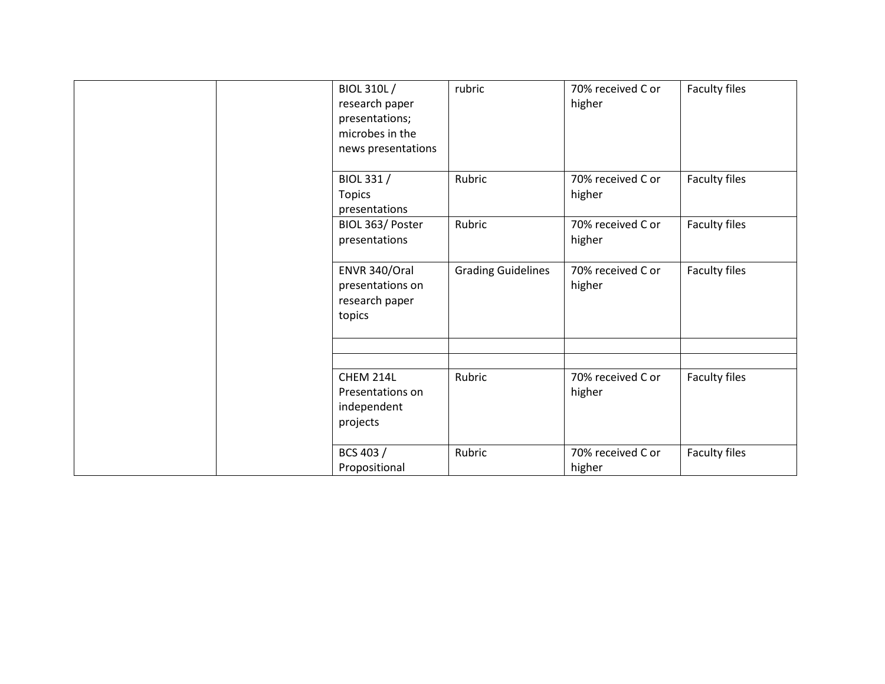| | | | | | |
|---|---|---|---|---|---|
| | | BIOL 310L / research paper presentations; microbes in the news presentations | rubric | 70% received C or higher | Faculty files |
| | | BIOL 331 / Topics presentations | Rubric | 70% received C or higher | Faculty files |
| | | BIOL 363/ Poster presentations | Rubric | 70% received C or higher | Faculty files |
| | | ENVR 340/Oral presentations on research paper topics | Grading Guidelines | 70% received C or higher | Faculty files |
| | | | | | |
| | | | | | |
| | | CHEM 214L Presentations on independent projects | Rubric | 70% received C or higher | Faculty files |
| | | BCS 403 / Propositional | Rubric | 70% received C or higher | Faculty files |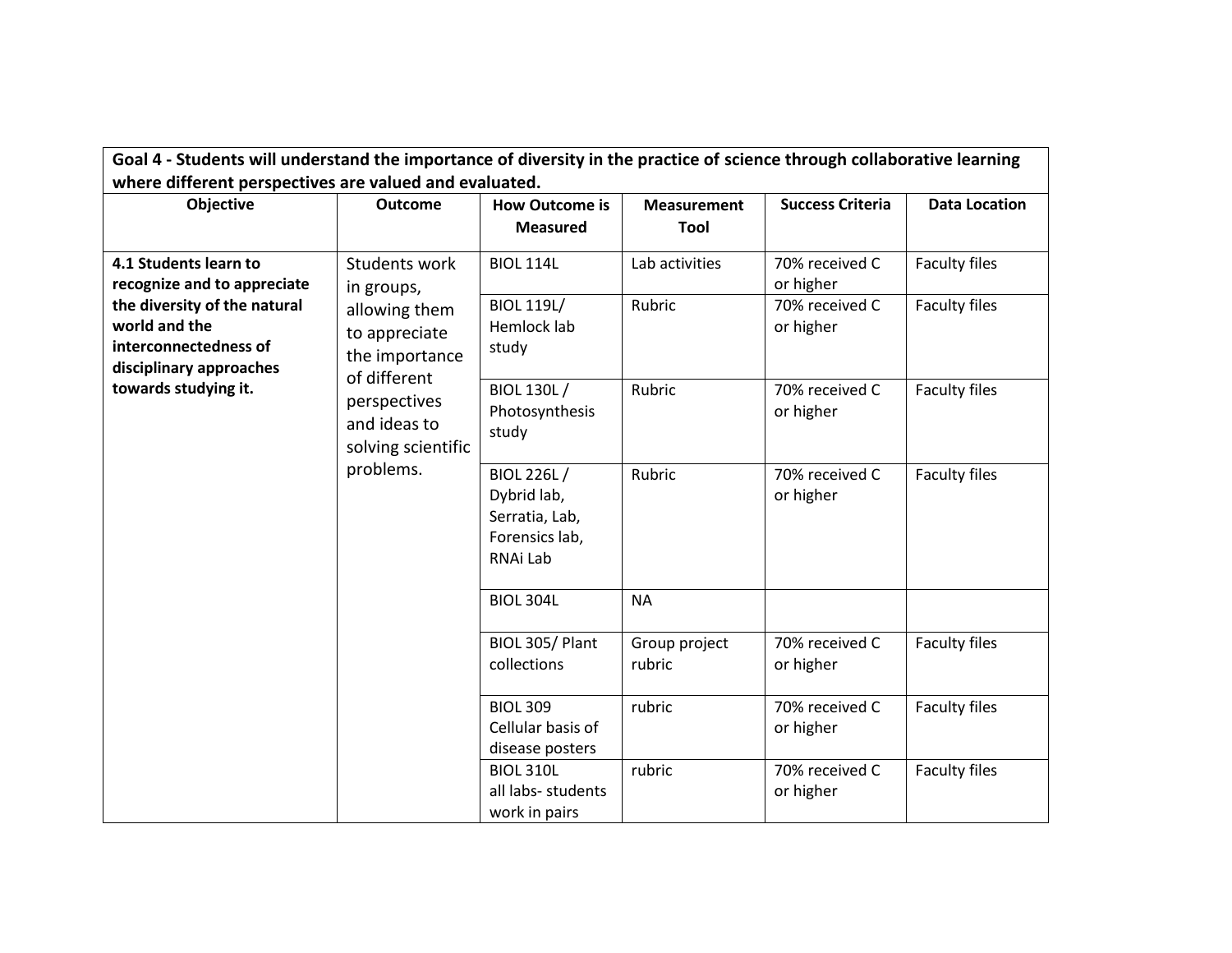| Goal 4 - Students will understand the importance of diversity in the practice of science through collaborative learning where different perspectives are valued and evaluated. | | | | | |
|---|---|---|---|---|---|
| **Objective** | **Outcome** | **How Outcome is Measured** | **Measurement Tool** | **Success Criteria** | **Data Location** |
| **4.1 Students learn to recognize and to appreciate the diversity of the natural world and the interconnectedness of disciplinary approaches towards studying it.** | Students work in groups, allowing them to appreciate the importance of different perspectives and ideas to solving scientific problems. | BIOL 114L | Lab activities | 70% received C or higher | Faculty files |
| | | BIOL 119L/ Hemlock lab study | Rubric | 70% received C or higher | Faculty files |
| | | BIOL 130L / Photosynthesis study | Rubric | 70% received C or higher | Faculty files |
| | | BIOL 226L / Dybrid lab, Serratia, Lab, Forensics lab, RNAi Lab | Rubric | 70% received C or higher | Faculty files |
| | | BIOL 304L | NA | | |
| | | BIOL 305/ Plant collections | Group project rubric | 70% received C or higher | Faculty files |
| | | BIOL 309 Cellular basis of disease posters | rubric | 70% received C or higher | Faculty files |
| | | BIOL 310L all labs- students work in pairs | rubric | 70% received C or higher | Faculty files |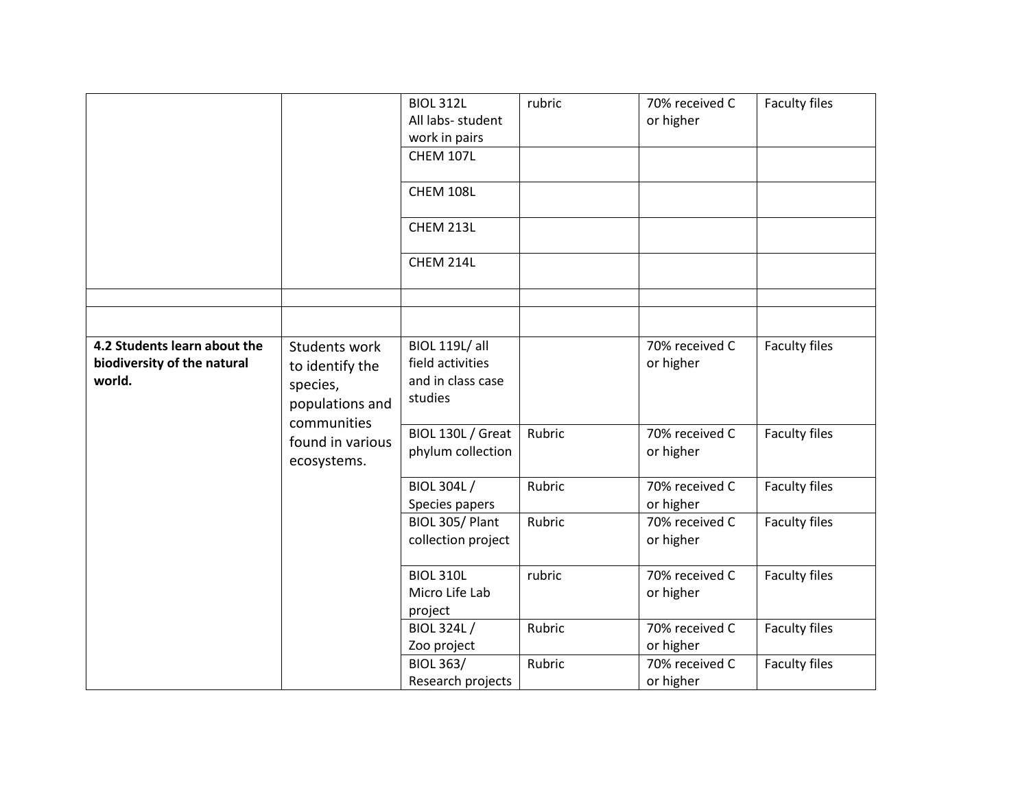| | | | | | |
|---|---|---|---|---|---|
| | | BIOL 312L All labs- student work in pairs | rubric | 70% received C or higher | Faculty files |
| | | CHEM 107L | | | |
| | | CHEM 108L | | | |
| | | CHEM 213L | | | |
| | | CHEM 214L | | | |
| | | | | | |
| | | | | | |
| **4.2 Students learn about the biodiversity of the natural world.** | Students work to identify the species, populations and communities found in various ecosystems. | BIOL 119L/ all field activities and in class case studies | | 70% received C or higher | Faculty files |
| | | BIOL 130L / Great phylum collection | Rubric | 70% received C or higher | Faculty files |
| | | BIOL 304L / Species papers | Rubric | 70% received C or higher | Faculty files |
| | | BIOL 305/ Plant collection project | Rubric | 70% received C or higher | Faculty files |
| | | BIOL 310L Micro Life Lab project | rubric | 70% received C or higher | Faculty files |
| | | BIOL 324L / Zoo project | Rubric | 70% received C or higher | Faculty files |
| | | BIOL 363/ Research projects | Rubric | 70% received C or higher | Faculty files |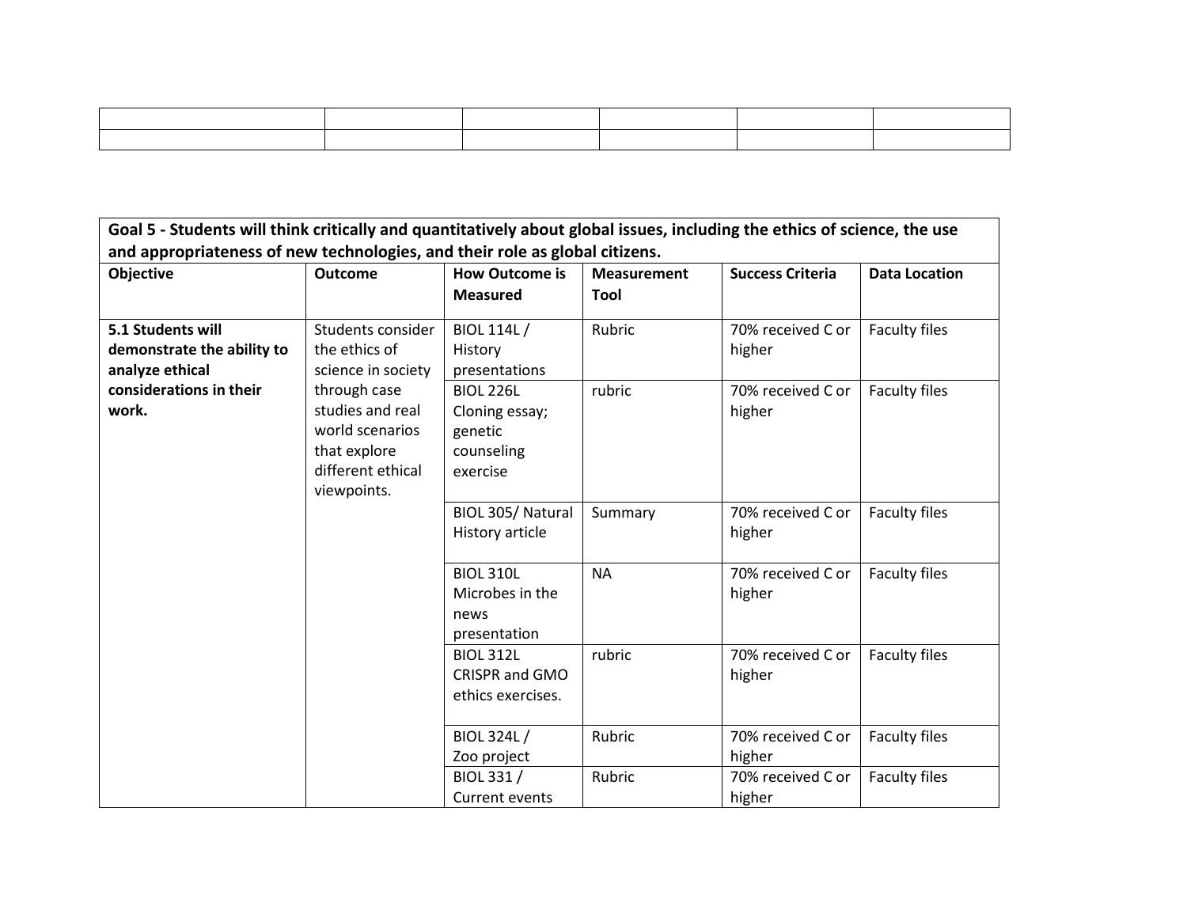|  |  |  |  |  |  |
|---|---|---|---|---|---|
|  |  |  |  |  |  |

| **Goal 5 - Students will think critically and quantitatively about global issues, including the ethics of science, the use and appropriateness of new technologies, and their role as global citizens.** | | | | | |
|---|---|---|---|---|---|
| **Objective** | **Outcome** | **How Outcome is Measured** | **Measurement Tool** | **Success Criteria** | **Data Location** |
| **5.1 Students will demonstrate the ability to analyze ethical considerations in their work.** | Students consider the ethics of science in society through case studies and real world scenarios that explore different ethical viewpoints. | BIOL 114L / History presentations | Rubric | 70% received C or higher | Faculty files |
| | | BIOL 226L Cloning essay; genetic counseling exercise | rubric | 70% received C or higher | Faculty files |
| | | BIOL 305/ Natural History article | Summary | 70% received C or higher | Faculty files |
| | | BIOL 310L Microbes in the news presentation | NA | 70% received C or higher | Faculty files |
| | | BIOL 312L CRISPR and GMO ethics exercises. | rubric | 70% received C or higher | Faculty files |
| | | BIOL 324L / Zoo project | Rubric | 70% received C or higher | Faculty files |
| | | BIOL 331 / Current events | Rubric | 70% received C or higher | Faculty files |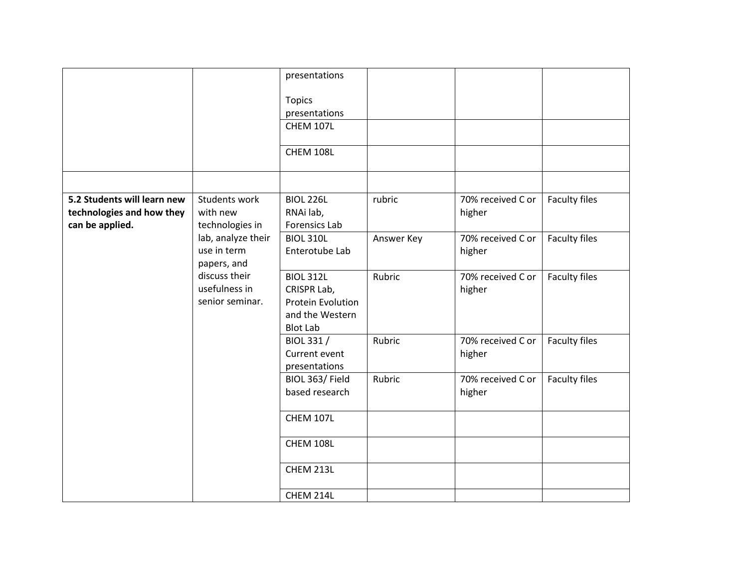| | | | | | |
|---|---|---|---|---|---|
| | | presentations<br><br>Topics presentations | | | |
| | | CHEM 107L | | | |
| | | CHEM 108L | | | |
| | | | | | |
| **5.2 Students will learn new technologies and how they can be applied.** | Students work with new technologies in lab, analyze their use in term papers, and discuss their usefulness in senior seminar. | BIOL 226L RNAi lab, Forensics Lab | rubric | 70% received C or higher | Faculty files |
| | | BIOL 310L Enterotube Lab | Answer Key | 70% received C or higher | Faculty files |
| | | BIOL 312L CRISPR Lab, Protein Evolution and the Western Blot Lab | Rubric | 70% received C or higher | Faculty files |
| | | BIOL 331 / Current event presentations | Rubric | 70% received C or higher | Faculty files |
| | | BIOL 363/ Field based research | Rubric | 70% received C or higher | Faculty files |
| | | CHEM 107L | | | |
| | | CHEM 108L | | | |
| | | CHEM 213L | | | |
| | | CHEM 214L | | | |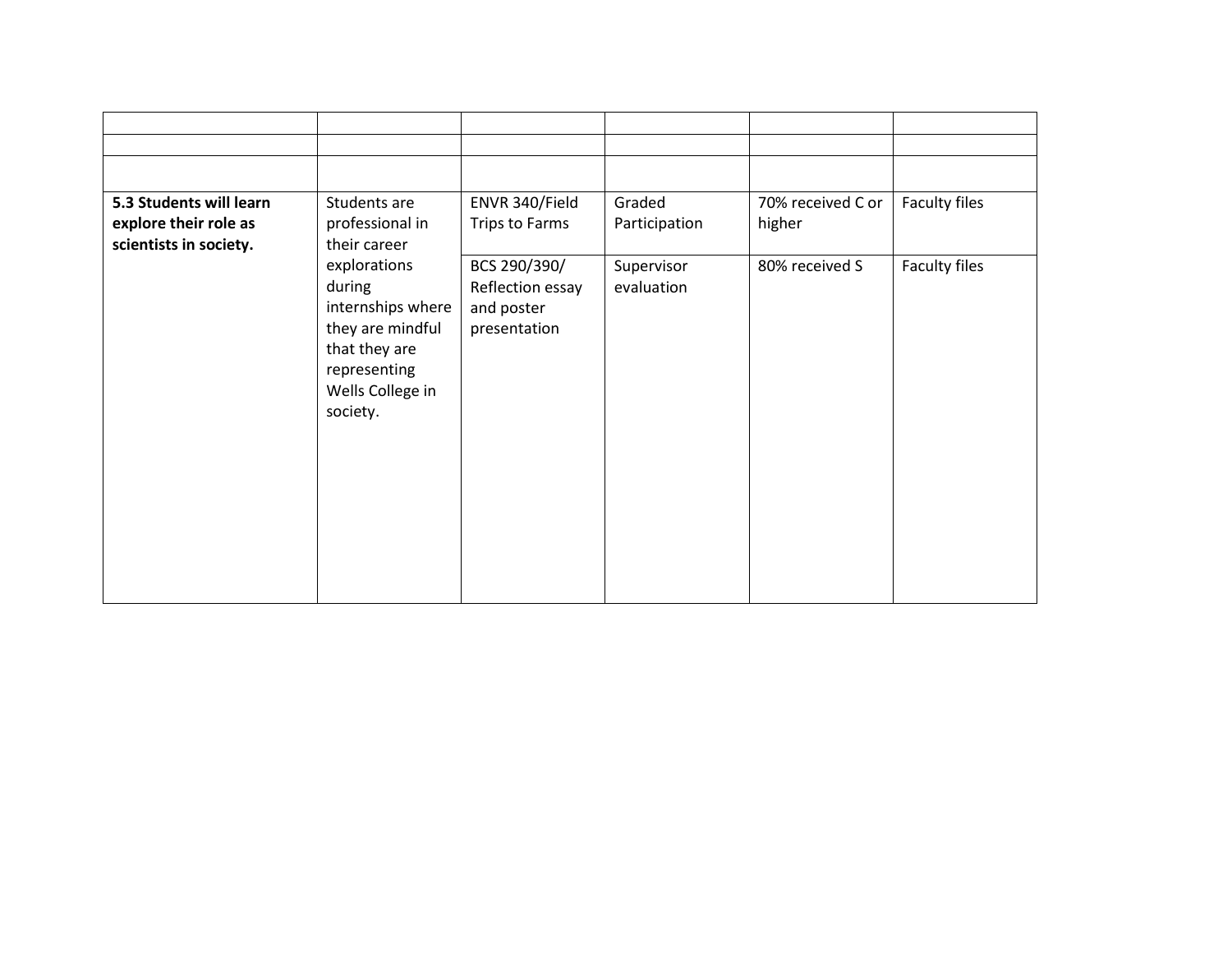| | | | | | |
|---|---|---|---|---|---|
| | | | | | |
| | | | | | |
| | | | | | |
| **5.3 Students will learn explore their role as scientists in society.** | Students are professional in their career explorations during internships where they are mindful that they are representing Wells College in society. | ENVR 340/Field Trips to Farms | Graded Participation | 70% received C or higher | Faculty files |
| | | BCS 290/390/ Reflection essay and poster presentation | Supervisor evaluation | 80% received S | Faculty files |